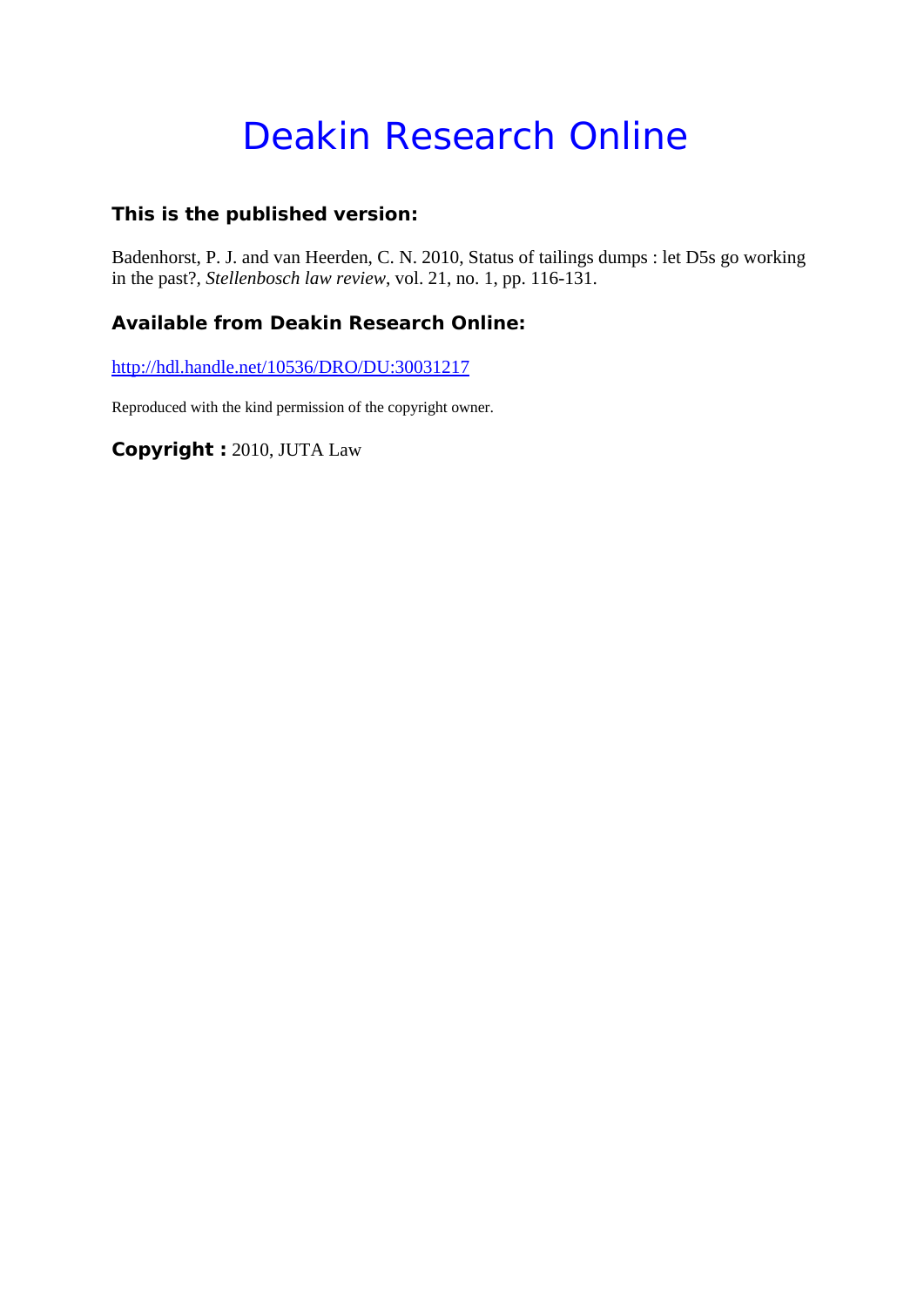# Deakin Research Online

### This is the published version:

Badenhorst, P. J. and van Heerden, C. N. 2010, Status of tailings dumps : let D5s go working in the past?, *Stellenbosch law review*, vol. 21, no. 1, pp. 116-131.

### Available from Deakin Research Online:

http://hdl.handle.net/10536/DRO/DU:30031217

Reproduced with the kind permission of the copyright owner.

**Copyright :** 2010, JUTA Law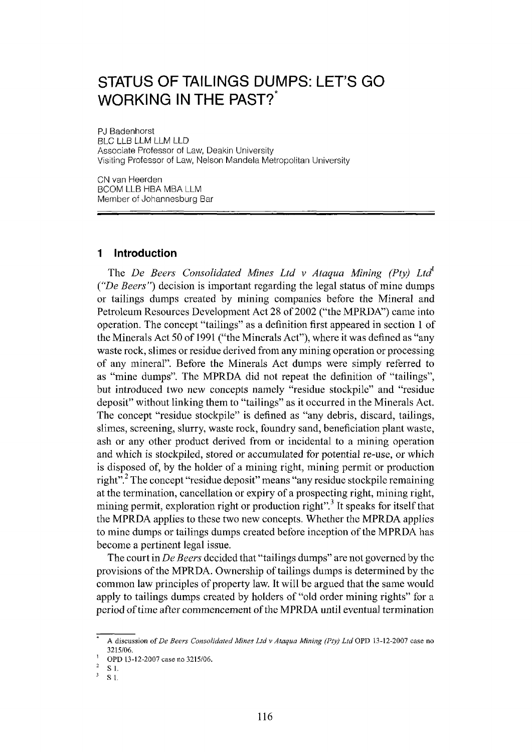# STATUS OF TAILINGS DUMPS: LET'S GO WORKING IN THE PAST?*

PJ Badenhorst
BLC LLB LLM LLM LLD
Associate Professor of Law, Deakin University
Visiting Professor of Law, Nelson Mandela Metropolitan University

CN van Heerden
BCOM LLB HBA MBA LLM
Member of Johannesburg Bar

## 1 Introduction

The *De Beers Consolidated Mines Ltd v Ataqua Mining (Pty) Ltd*[1] (*"De Beers"*) decision is important regarding the legal status of mine dumps or tailings dumps created by mining companies before the Mineral and Petroleum Resources Development Act 28 of 2002 ("the MPRDA") came into operation. The concept "tailings" as a definition first appeared in section 1 of the Minerals Act 50 of 1991 ("the Minerals Act"), where it was defined as "any waste rock, slimes or residue derived from any mining operation or processing of any mineral". Before the Minerals Act dumps were simply referred to as "mine dumps". The MPRDA did not repeat the definition of "tailings", but introduced two new concepts namely "residue stockpile" and "residue deposit" without linking them to "tailings" as it occurred in the Minerals Act. The concept "residue stockpile" is defined as "any debris, discard, tailings, slimes, screening, slurry, waste rock, foundry sand, beneficiation plant waste, ash or any other product derived from or incidental to a mining operation and which is stockpiled, stored or accumulated for potential re-use, or which is disposed of, by the holder of a mining right, mining permit or production right".[2] The concept "residue deposit" means "any residue stockpile remaining at the termination, cancellation or expiry of a prospecting right, mining right, mining permit, exploration right or production right".[3] It speaks for itself that the MPRDA applies to these two new concepts. Whether the MPRDA applies to mine dumps or tailings dumps created before inception of the MPRDA has become a pertinent legal issue.

The court in *De Beers* decided that "tailings dumps" are not governed by the provisions of the MPRDA. Ownership of tailings dumps is determined by the common law principles of property law. It will be argued that the same would apply to tailings dumps created by holders of "old order mining rights" for a period of time after commencement of the MPRDA until eventual termination

---

\* A discussion of *De Beers Consolidated Mines Ltd v Ataqua Mining (Pty) Ltd* OPD 13-12-2007 case no 3215/06.

1 OPD 13-12-2007 case no 3215/06.

2 S 1.

3 S 1.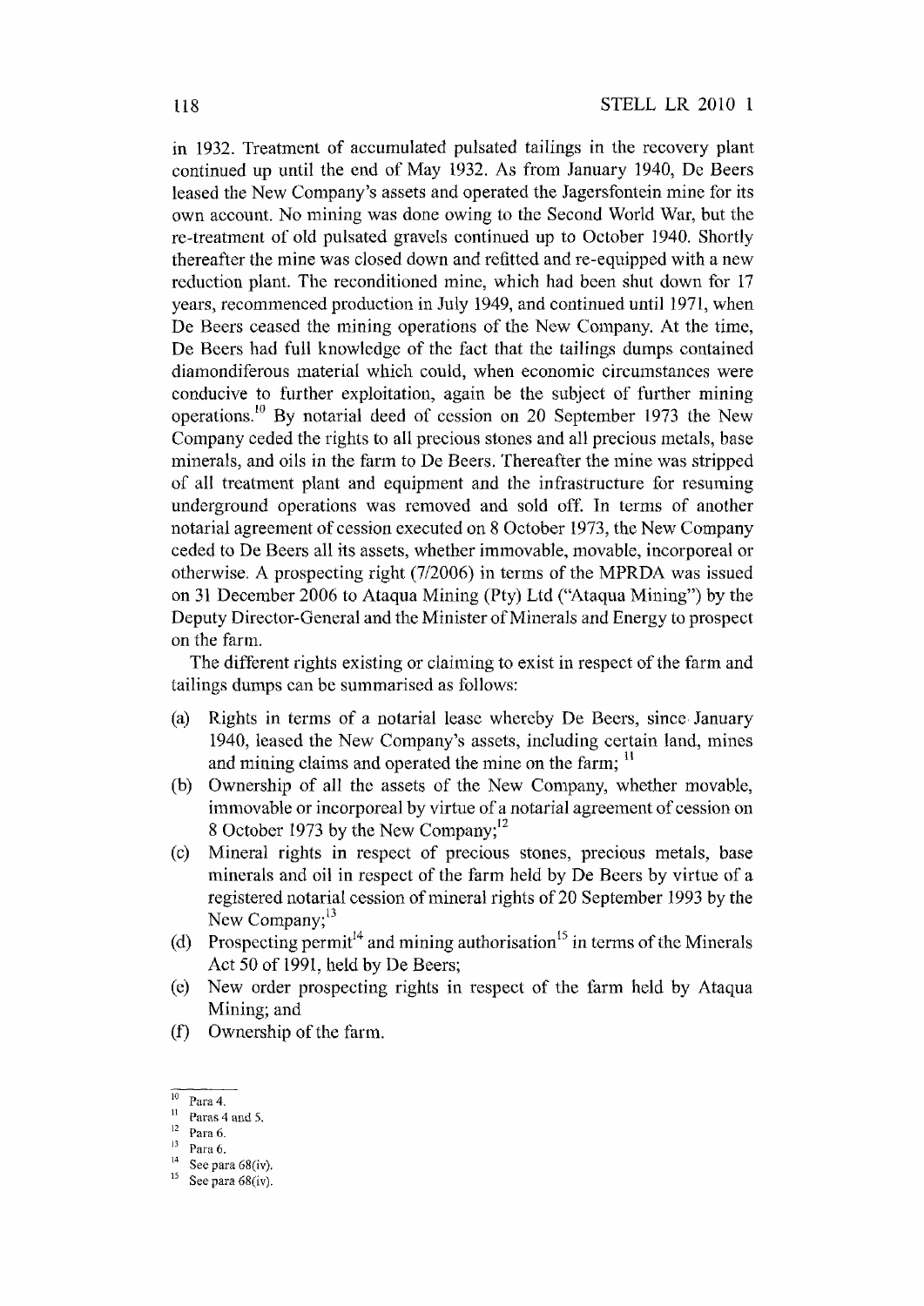in 1932. Treatment of accumulated pulsated tailings in the recovery plant continued up until the end of May 1932. As from January 1940, De Beers leased the New Company's assets and operated the Jagersfontein mine for its own account. No mining was done owing to the Second World War, but the re-treatment of old pulsated gravels continued up to October 1940. Shortly thereafter the mine was closed down and refitted and re-equipped with a new reduction plant. The reconditioned mine, which had been shut down for 17 years, recommenced production in July 1949, and continued until 1971, when De Beers ceased the mining operations of the New Company. At the time, De Beers had full knowledge of the fact that the tailings dumps contained diamondiferous material which could, when economic circumstances were conducive to further exploitation, again be the subject of further mining operations.[10] By notarial deed of cession on 20 September 1973 the New Company ceded the rights to all precious stones and all precious metals, base minerals, and oils in the farm to De Beers. Thereafter the mine was stripped of all treatment plant and equipment and the infrastructure for resuming underground operations was removed and sold off. In terms of another notarial agreement of cession executed on 8 October 1973, the New Company ceded to De Beers all its assets, whether immovable, movable, incorporeal or otherwise. A prospecting right (7/2006) in terms of the MPRDA was issued on 31 December 2006 to Ataqua Mining (Pty) Ltd ("Ataqua Mining") by the Deputy Director-General and the Minister of Minerals and Energy to prospect on the farm.

The different rights existing or claiming to exist in respect of the farm and tailings dumps can be summarised as follows:

(a) Rights in terms of a notarial lease whereby De Beers, since January 1940, leased the New Company's assets, including certain land, mines and mining claims and operated the mine on the farm; [11]

(b) Ownership of all the assets of the New Company, whether movable, immovable or incorporeal by virtue of a notarial agreement of cession on 8 October 1973 by the New Company;[12]

(c) Mineral rights in respect of precious stones, precious metals, base minerals and oil in respect of the farm held by De Beers by virtue of a registered notarial cession of mineral rights of 20 September 1993 by the New Company;[13]

(d) Prospecting permit[14] and mining authorisation[15] in terms of the Minerals Act 50 of 1991, held by De Beers;

(e) New order prospecting rights in respect of the farm held by Ataqua Mining; and

(f) Ownership of the farm.

---

[10] Para 4.

[11] Paras 4 and 5.

[12] Para 6.

[13] Para 6.

[14] See para 68(iv).

[15] See para 68(iv).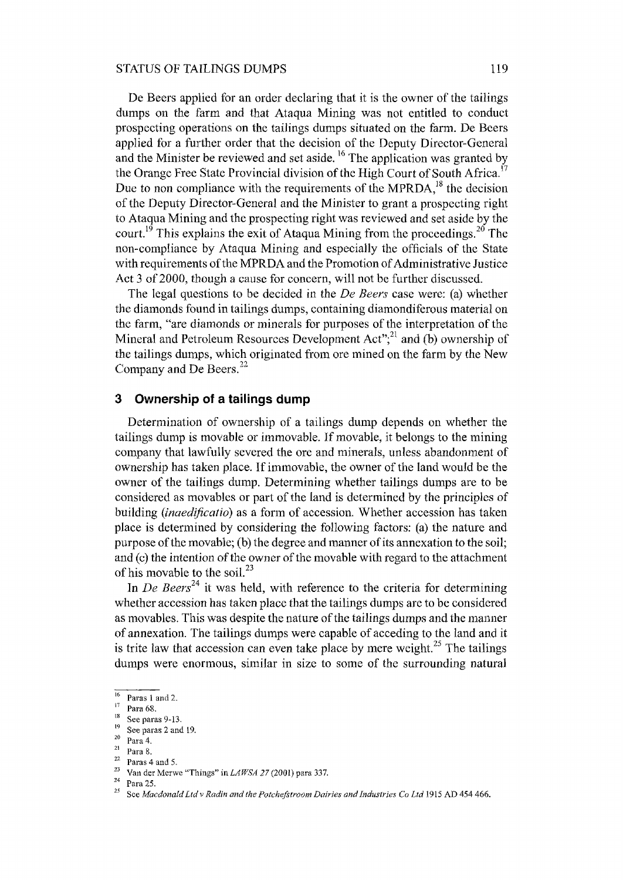De Beers applied for an order declaring that it is the owner of the tailings dumps on the farm and that Ataqua Mining was not entitled to conduct prospecting operations on the tailings dumps situated on the farm. De Beers applied for a further order that the decision of the Deputy Director-General and the Minister be reviewed and set aside.[16] The application was granted by the Orange Free State Provincial division of the High Court of South Africa.[17] Due to non compliance with the requirements of the MPRDA,[18] the decision of the Deputy Director-General and the Minister to grant a prospecting right to Ataqua Mining and the prospecting right was reviewed and set aside by the court.[19] This explains the exit of Ataqua Mining from the proceedings.[20] The non-compliance by Ataqua Mining and especially the officials of the State with requirements of the MPRDA and the Promotion of Administrative Justice Act 3 of 2000, though a cause for concern, will not be further discussed.

The legal questions to be decided in the *De Beers* case were: (a) whether the diamonds found in tailings dumps, containing diamondiferous material on the farm, "are diamonds or minerals for purposes of the interpretation of the Mineral and Petroleum Resources Development Act";[21] and (b) ownership of the tailings dumps, which originated from ore mined on the farm by the New Company and De Beers.[22]

## 3 Ownership of a tailings dump

Determination of ownership of a tailings dump depends on whether the tailings dump is movable or immovable. If movable, it belongs to the mining company that lawfully severed the ore and minerals, unless abandonment of ownership has taken place. If immovable, the owner of the land would be the owner of the tailings dump. Determining whether tailings dumps are to be considered as movables or part of the land is determined by the principles of building (*inaedificatio*) as a form of accession. Whether accession has taken place is determined by considering the following factors: (a) the nature and purpose of the movable; (b) the degree and manner of its annexation to the soil; and (c) the intention of the owner of the movable with regard to the attachment of his movable to the soil.[23]

In *De Beers*[24] it was held, with reference to the criteria for determining whether accession has taken place that the tailings dumps are to be considered as movables. This was despite the nature of the tailings dumps and the manner of annexation. The tailings dumps were capable of acceding to the land and it is trite law that accession can even take place by mere weight.[25] The tailings dumps were enormous, similar in size to some of the surrounding natural

---

[16] Paras 1 and 2.

[17] Para 68.

[18] See paras 9-13.

[19] See paras 2 and 19.

[20] Para 4.

[21] Para 8.

[22] Paras 4 and 5.

[23] Van der Merwe "Things" in *LAWSA 27* (2001) para 337.

[24] Para 25.

[25] See *Macdonald Ltd v Radin and the Potchefstroom Dairies and Industries Co Ltd* 1915 AD 454 466.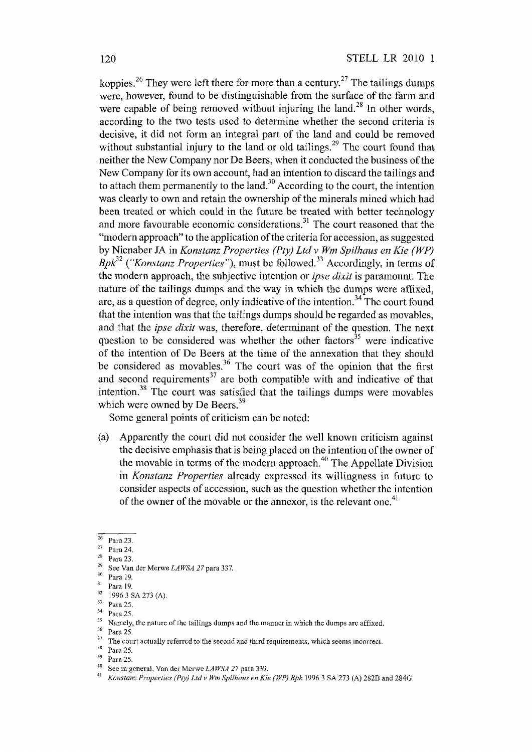koppies.[26] They were left there for more than a century.[27] The tailings dumps were, however, found to be distinguishable from the surface of the farm and were capable of being removed without injuring the land.[28] In other words, according to the two tests used to determine whether the second criteria is decisive, it did not form an integral part of the land and could be removed without substantial injury to the land or old tailings.[29] The court found that neither the New Company nor De Beers, when it conducted the business of the New Company for its own account, had an intention to discard the tailings and to attach them permanently to the land.[30] According to the court, the intention was clearly to own and retain the ownership of the minerals mined which had been treated or which could in the future be treated with better technology and more favourable economic considerations.[31] The court reasoned that the "modern approach" to the application of the criteria for accession, as suggested by Nienaber JA in *Konstanz Properties (Pty) Ltd v Wm Spilhaus en Kie (WP) Bpk*[32] (*"Konstanz Properties"*), must be followed.[33] Accordingly, in terms of the modern approach, the subjective intention or *ipse dixit* is paramount. The nature of the tailings dumps and the way in which the dumps were affixed, are, as a question of degree, only indicative of the intention.[34] The court found that the intention was that the tailings dumps should be regarded as movables, and that the *ipse dixit* was, therefore, determinant of the question. The next question to be considered was whether the other factors[35] were indicative of the intention of De Beers at the time of the annexation that they should be considered as movables.[36] The court was of the opinion that the first and second requirements[37] are both compatible with and indicative of that intention.[38] The court was satisfied that the tailings dumps were movables which were owned by De Beers.[39]

Some general points of criticism can be noted:

(a) Apparently the court did not consider the well known criticism against the decisive emphasis that is being placed on the intention of the owner of the movable in terms of the modern approach.[40] The Appellate Division in *Konstanz Properties* already expressed its willingness in future to consider aspects of accession, such as the question whether the intention of the owner of the movable or the annexor, is the relevant one.[41]

---

[26] Para 23.

[27] Para 24.

[28] Para 23.

[29] See Van der Merwe *LAWSA 27* para 337.

[30] Para 19.

[31] Para 19.

[32] 1996 3 SA 273 (A).

[33] Para 25.

[34] Para 25.

[35] Namely, the nature of the tailings dumps and the manner in which the dumps are affixed.

[36] Para 25.

[37] The court actually referred to the second and third requirements, which seems incorrect.

[38] Para 25.

[39] Para 25.

[40] See in general, Van der Merwe *LAWSA 27* para 339.

[41] *Konstanz Properties (Pty) Ltd v Wm Spilhaus en Kie (WP) Bpk* 1996 3 SA 273 (A) 282B and 284G.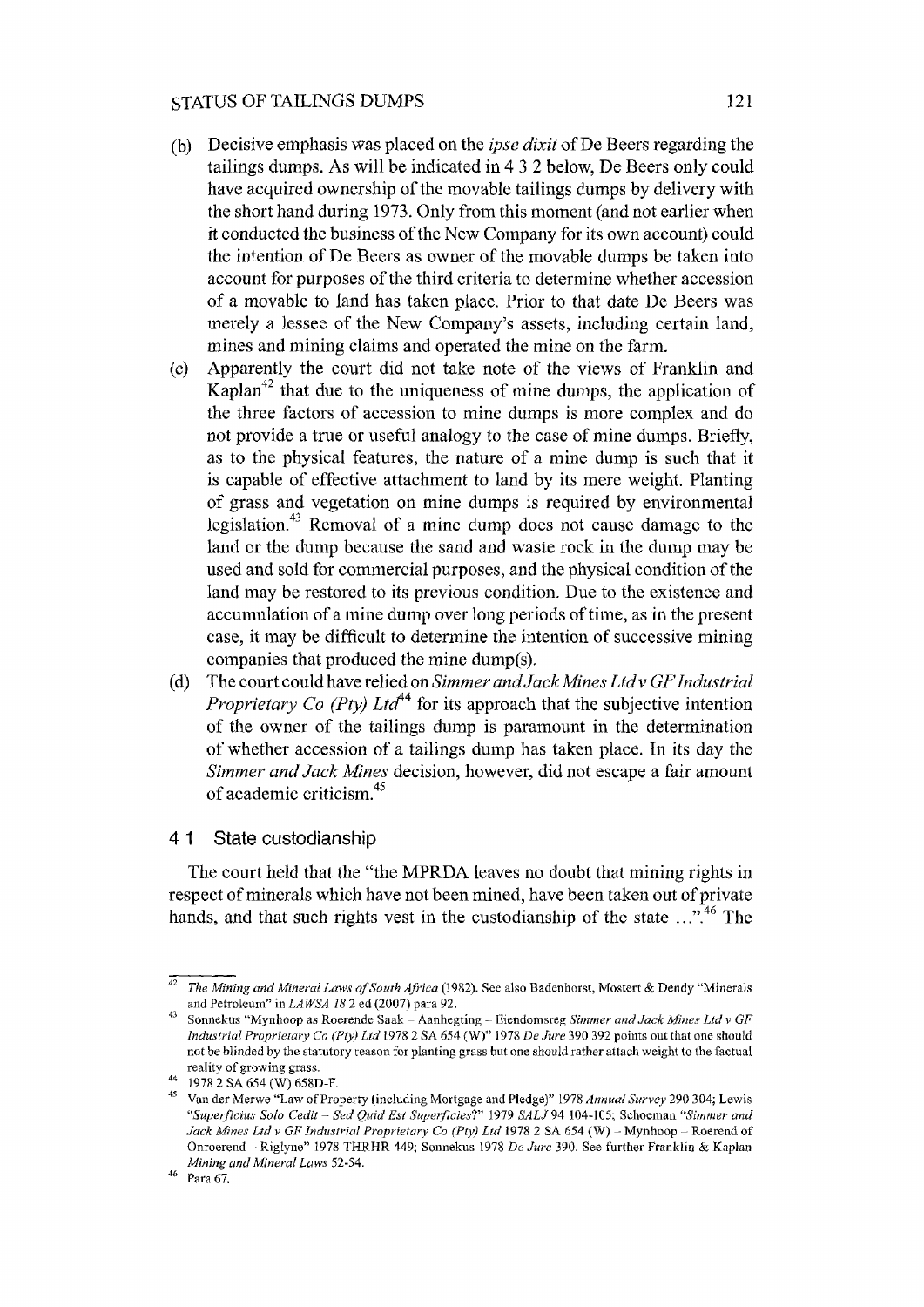(b) Decisive emphasis was placed on the *ipse dixit* of De Beers regarding the tailings dumps. As will be indicated in 4 3 2 below, De Beers only could have acquired ownership of the movable tailings dumps by delivery with the short hand during 1973. Only from this moment (and not earlier when it conducted the business of the New Company for its own account) could the intention of De Beers as owner of the movable dumps be taken into account for purposes of the third criteria to determine whether accession of a movable to land has taken place. Prior to that date De Beers was merely a lessee of the New Company's assets, including certain land, mines and mining claims and operated the mine on the farm.

(c) Apparently the court did not take note of the views of Franklin and Kaplan[42] that due to the uniqueness of mine dumps, the application of the three factors of accession to mine dumps is more complex and do not provide a true or useful analogy to the case of mine dumps. Briefly, as to the physical features, the nature of a mine dump is such that it is capable of effective attachment to land by its mere weight. Planting of grass and vegetation on mine dumps is required by environmental legislation.[43] Removal of a mine dump does not cause damage to the land or the dump because the sand and waste rock in the dump may be used and sold for commercial purposes, and the physical condition of the land may be restored to its previous condition. Due to the existence and accumulation of a mine dump over long periods of time, as in the present case, it may be difficult to determine the intention of successive mining companies that produced the mine dump(s).

(d) The court could have relied on *Simmer and Jack Mines Ltd v GF Industrial Proprietary Co (Pty) Ltd*[44] for its approach that the subjective intention of the owner of the tailings dump is paramount in the determination of whether accession of a tailings dump has taken place. In its day the *Simmer and Jack Mines* decision, however, did not escape a fair amount of academic criticism.[45]

## 4 1 State custodianship

The court held that the "the MPRDA leaves no doubt that mining rights in respect of minerals which have not been mined, have been taken out of private hands, and that such rights vest in the custodianship of the state ...".[46] The

---

[42] *The Mining and Mineral Laws of South Africa* (1982). See also Badenhorst, Mostert & Dendy "Minerals and Petroleum" in *LAWSA 18* 2 ed (2007) para 92.

[43] Sonnekus "Mynhoop as Roerende Saak – Aanhegting – Eiendomsreg *Simmer and Jack Mines Ltd v GF Industrial Proprietary Co (Pty) Ltd* 1978 2 SA 654 (W)" 1978 *De Jure* 390 392 points out that one should not be blinded by the statutory reason for planting grass but one should rather attach weight to the factual reality of growing grass.

[44] 1978 2 SA 654 (W) 658D-F.

[45] Van der Merwe "Law of Property (including Mortgage and Pledge)" 1978 *Annual Survey* 290 304; Lewis "*Superficius Solo Cedit – Sed Quid Est Superficies?*" 1979 *SALJ* 94 104-105; Schoeman "*Simmer and Jack Mines Ltd v GF Industrial Proprietary Co (Pty) Ltd* 1978 2 SA 654 (W) – Mynhoop – Roerend of Onroerend – Riglyne" 1978 THRHR 449; Sonnekus 1978 *De Jure* 390. See further Franklin & Kaplan *Mining and Mineral Laws* 52-54.

[46] Para 67.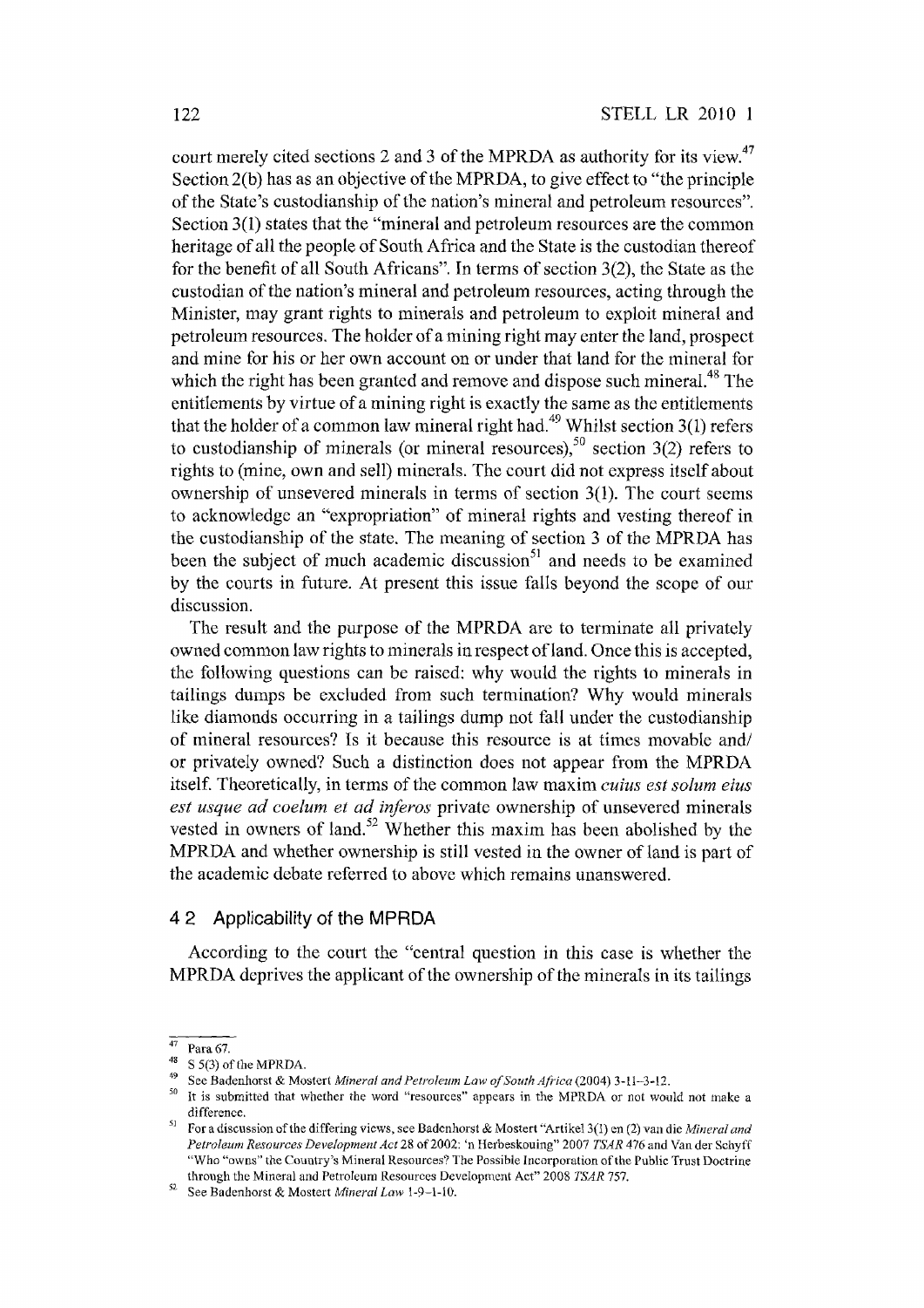court merely cited sections 2 and 3 of the MPRDA as authority for its view.[47] Section 2(b) has as an objective of the MPRDA, to give effect to "the principle of the State's custodianship of the nation's mineral and petroleum resources". Section 3(1) states that the "mineral and petroleum resources are the common heritage of all the people of South Africa and the State is the custodian thereof for the benefit of all South Africans". In terms of section 3(2), the State as the custodian of the nation's mineral and petroleum resources, acting through the Minister, may grant rights to minerals and petroleum to exploit mineral and petroleum resources. The holder of a mining right may enter the land, prospect and mine for his or her own account on or under that land for the mineral for which the right has been granted and remove and dispose such mineral.[48] The entitlements by virtue of a mining right is exactly the same as the entitlements that the holder of a common law mineral right had.[49] Whilst section 3(1) refers to custodianship of minerals (or mineral resources),[50] section 3(2) refers to rights to (mine, own and sell) minerals. The court did not express itself about ownership of unsevered minerals in terms of section 3(1). The court seems to acknowledge an "expropriation" of mineral rights and vesting thereof in the custodianship of the state. The meaning of section 3 of the MPRDA has been the subject of much academic discussion[51] and needs to be examined by the courts in future. At present this issue falls beyond the scope of our discussion.

The result and the purpose of the MPRDA are to terminate all privately owned common law rights to minerals in respect of land. Once this is accepted, the following questions can be raised: why would the rights to minerals in tailings dumps be excluded from such termination? Why would minerals like diamonds occurring in a tailings dump not fall under the custodianship of mineral resources? Is it because this resource is at times movable and/ or privately owned? Such a distinction does not appear from the MPRDA itself. Theoretically, in terms of the common law maxim *cuius est solum eius est usque ad coelum et ad inferos* private ownership of unsevered minerals vested in owners of land.[52] Whether this maxim has been abolished by the MPRDA and whether ownership is still vested in the owner of land is part of the academic debate referred to above which remains unanswered.

## 4 2 Applicability of the MPRDA

According to the court the "central question in this case is whether the MPRDA deprives the applicant of the ownership of the minerals in its tailings

---

[47] Para 67.

[48] S 5(3) of the MPRDA.

[49] See Badenhorst & Mostert *Mineral and Petroleum Law of South Africa* (2004) 3-11–3-12.

[50] It is submitted that whether the word "resources" appears in the MPRDA or not would not make a difference.

[51] For a discussion of the differing views, see Badenhorst & Mostert "Artikel 3(1) en (2) van die *Mineral and Petroleum Resources Development Act* 28 of 2002: 'n Herbeskouing" 2007 *TSAR* 476 and Van der Schyff "Who "owns" the Country's Mineral Resources? The Possible Incorporation of the Public Trust Doctrine through the Mineral and Petroleum Resources Development Act" 2008 *TSAR* 757.

[52] See Badenhorst & Mostert *Mineral Law* 1-9–1-10.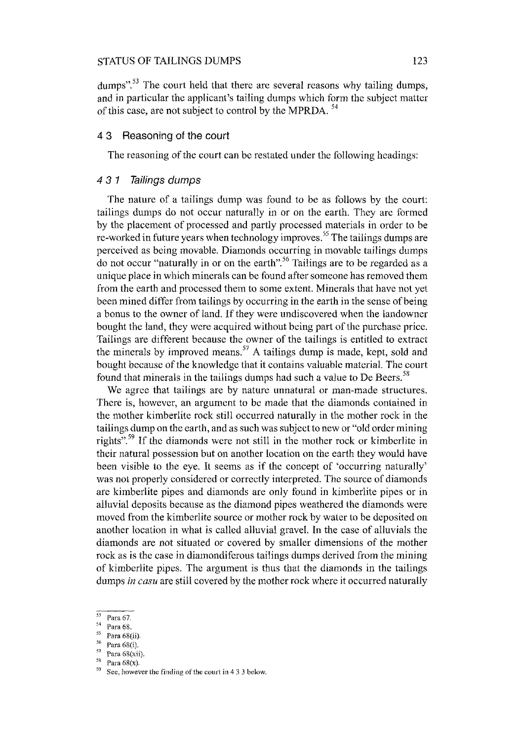dumps".[53] The court held that there are several reasons why tailing dumps, and in particular the applicant's tailing dumps which form the subject matter of this case, are not subject to control by the MPRDA. [54]

## 4 3 Reasoning of the court

The reasoning of the court can be restated under the following headings:

### *4 3 1 Tailings dumps*

The nature of a tailings dump was found to be as follows by the court: tailings dumps do not occur naturally in or on the earth. They are formed by the placement of processed and partly processed materials in order to be re-worked in future years when technology improves.[55] The tailings dumps are perceived as being movable. Diamonds occurring in movable tailings dumps do not occur "naturally in or on the earth".[56] Tailings are to be regarded as a unique place in which minerals can be found after someone has removed them from the earth and processed them to some extent. Minerals that have not yet been mined differ from tailings by occurring in the earth in the sense of being a bonus to the owner of land. If they were undiscovered when the landowner bought the land, they were acquired without being part of the purchase price. Tailings are different because the owner of the tailings is entitled to extract the minerals by improved means.[57] A tailings dump is made, kept, sold and bought because of the knowledge that it contains valuable material. The court found that minerals in the tailings dumps had such a value to De Beers.[58]

We agree that tailings are by nature unnatural or man-made structures. There is, however, an argument to be made that the diamonds contained in the mother kimberlite rock still occurred naturally in the mother rock in the tailings dump on the earth, and as such was subject to new or "old order mining rights".[59] If the diamonds were not still in the mother rock or kimberlite in their natural possession but on another location on the earth they would have been visible to the eye. It seems as if the concept of 'occurring naturally' was not properly considered or correctly interpreted. The source of diamonds are kimberlite pipes and diamonds are only found in kimberlite pipes or in alluvial deposits because as the diamond pipes weathered the diamonds were moved from the kimberlite source or mother rock by water to be deposited on another location in what is called alluvial gravel. In the case of alluvials the diamonds are not situated or covered by smaller dimensions of the mother rock as is the case in diamondiferous tailings dumps derived from the mining of kimberlite pipes. The argument is thus that the diamonds in the tailings dumps *in casu* are still covered by the mother rock where it occurred naturally

[53] Para 67.

[54] Para 68.

[55] Para 68(ii).

[56] Para 68(i).

[57] Para 68(xii).

[58] Para 68(x).

[59] See, however the finding of the court in 4 3 3 below.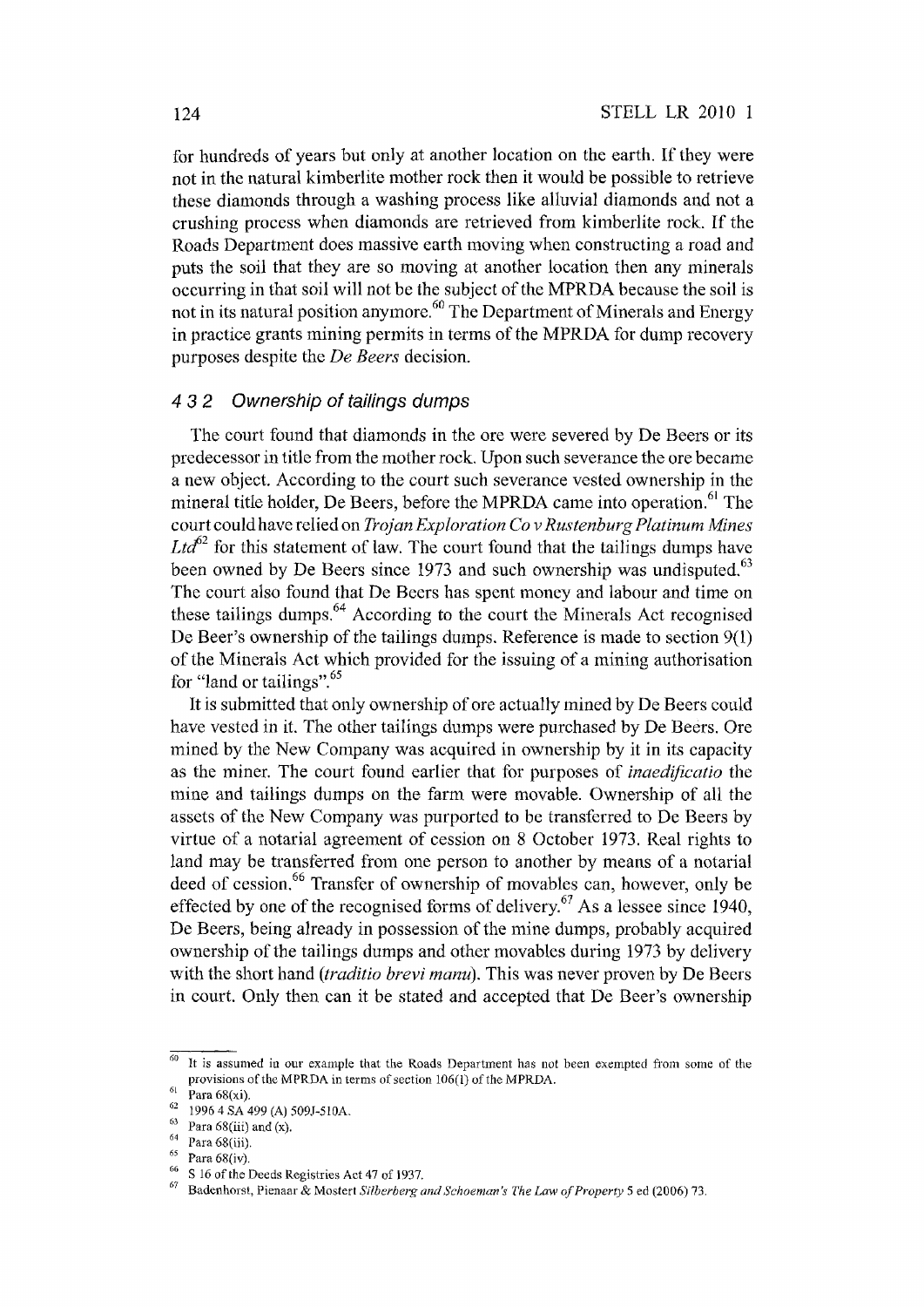for hundreds of years but only at another location on the earth. If they were not in the natural kimberlite mother rock then it would be possible to retrieve these diamonds through a washing process like alluvial diamonds and not a crushing process when diamonds are retrieved from kimberlite rock. If the Roads Department does massive earth moving when constructing a road and puts the soil that they are so moving at another location then any minerals occurring in that soil will not be the subject of the MPRDA because the soil is not in its natural position anymore.[60] The Department of Minerals and Energy in practice grants mining permits in terms of the MPRDA for dump recovery purposes despite the *De Beers* decision.

### 4 3 2 *Ownership of tailings dumps*

The court found that diamonds in the ore were severed by De Beers or its predecessor in title from the mother rock. Upon such severance the ore became a new object. According to the court such severance vested ownership in the mineral title holder, De Beers, before the MPRDA came into operation.[61] The court could have relied on *Trojan Exploration Co v Rustenburg Platinum Mines Ltd*[62] for this statement of law. The court found that the tailings dumps have been owned by De Beers since 1973 and such ownership was undisputed.[63] The court also found that De Beers has spent money and labour and time on these tailings dumps.[64] According to the court the Minerals Act recognised De Beer's ownership of the tailings dumps. Reference is made to section 9(1) of the Minerals Act which provided for the issuing of a mining authorisation for "land or tailings".[65]

It is submitted that only ownership of ore actually mined by De Beers could have vested in it. The other tailings dumps were purchased by De Beers. Ore mined by the New Company was acquired in ownership by it in its capacity as the miner. The court found earlier that for purposes of *inaedificatio* the mine and tailings dumps on the farm were movable. Ownership of all the assets of the New Company was purported to be transferred to De Beers by virtue of a notarial agreement of cession on 8 October 1973. Real rights to land may be transferred from one person to another by means of a notarial deed of cession.[66] Transfer of ownership of movables can, however, only be effected by one of the recognised forms of delivery.[67] As a lessee since 1940, De Beers, being already in possession of the mine dumps, probably acquired ownership of the tailings dumps and other movables during 1973 by delivery with the short hand (*traditio brevi manu*). This was never proven by De Beers in court. Only then can it be stated and accepted that De Beer's ownership

---

[60] It is assumed in our example that the Roads Department has not been exempted from some of the provisions of the MPRDA in terms of section 106(1) of the MPRDA.

[61] Para 68(xi).

[62] 1996 4 SA 499 (A) 509J-510A.

[63] Para 68(iii) and (x).

[64] Para 68(iii).

[65] Para 68(iv).

[66] S 16 of the Deeds Registries Act 47 of 1937.

[67] Badenhorst, Pienaar & Mostert *Silberberg and Schoeman's The Law of Property* 5 ed (2006) 73.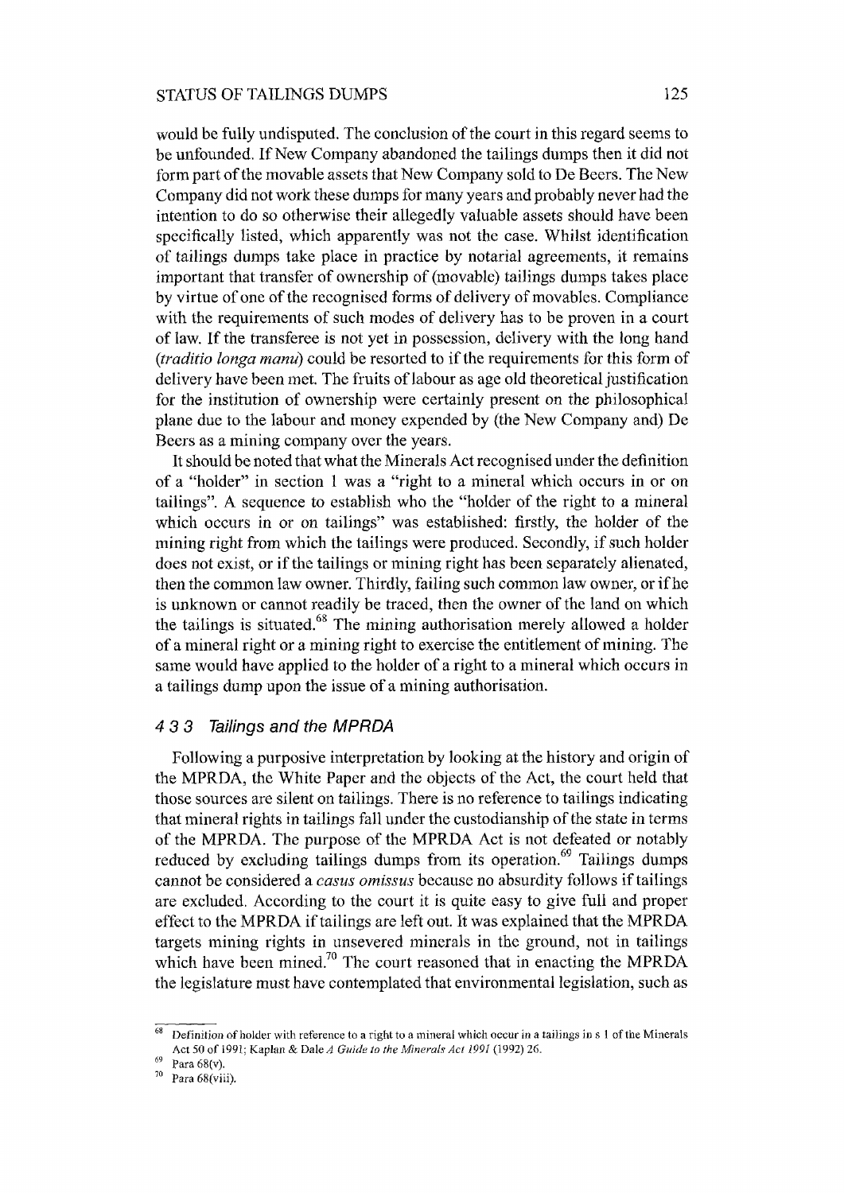would be fully undisputed. The conclusion of the court in this regard seems to be unfounded. If New Company abandoned the tailings dumps then it did not form part of the movable assets that New Company sold to De Beers. The New Company did not work these dumps for many years and probably never had the intention to do so otherwise their allegedly valuable assets should have been specifically listed, which apparently was not the case. Whilst identification of tailings dumps take place in practice by notarial agreements, it remains important that transfer of ownership of (movable) tailings dumps takes place by virtue of one of the recognised forms of delivery of movables. Compliance with the requirements of such modes of delivery has to be proven in a court of law. If the transferee is not yet in possession, delivery with the long hand (*traditio longa manu*) could be resorted to if the requirements for this form of delivery have been met. The fruits of labour as age old theoretical justification for the institution of ownership were certainly present on the philosophical plane due to the labour and money expended by (the New Company and) De Beers as a mining company over the years.

It should be noted that what the Minerals Act recognised under the definition of a "holder" in section 1 was a "right to a mineral which occurs in or on tailings". A sequence to establish who the "holder of the right to a mineral which occurs in or on tailings" was established: firstly, the holder of the mining right from which the tailings were produced. Secondly, if such holder does not exist, or if the tailings or mining right has been separately alienated, then the common law owner. Thirdly, failing such common law owner, or if he is unknown or cannot readily be traced, then the owner of the land on which the tailings is situated.[68] The mining authorisation merely allowed a holder of a mineral right or a mining right to exercise the entitlement of mining. The same would have applied to the holder of a right to a mineral which occurs in a tailings dump upon the issue of a mining authorisation.

### 4 3 3 *Tailings and the MPRDA*

Following a purposive interpretation by looking at the history and origin of the MPRDA, the White Paper and the objects of the Act, the court held that those sources are silent on tailings. There is no reference to tailings indicating that mineral rights in tailings fall under the custodianship of the state in terms of the MPRDA. The purpose of the MPRDA Act is not defeated or notably reduced by excluding tailings dumps from its operation.[69] Tailings dumps cannot be considered a *casus omissus* because no absurdity follows if tailings are excluded. According to the court it is quite easy to give full and proper effect to the MPRDA if tailings are left out. It was explained that the MPRDA targets mining rights in unsevered minerals in the ground, not in tailings which have been mined.[70] The court reasoned that in enacting the MPRDA the legislature must have contemplated that environmental legislation, such as

---

[68] Definition of holder with reference to a right to a mineral which occur in a tailings in s 1 of the Minerals Act 50 of 1991; Kaplan & Dale *A Guide to the Minerals Act 1991* (1992) 26.

[69] Para 68(v).

[70] Para 68(viii).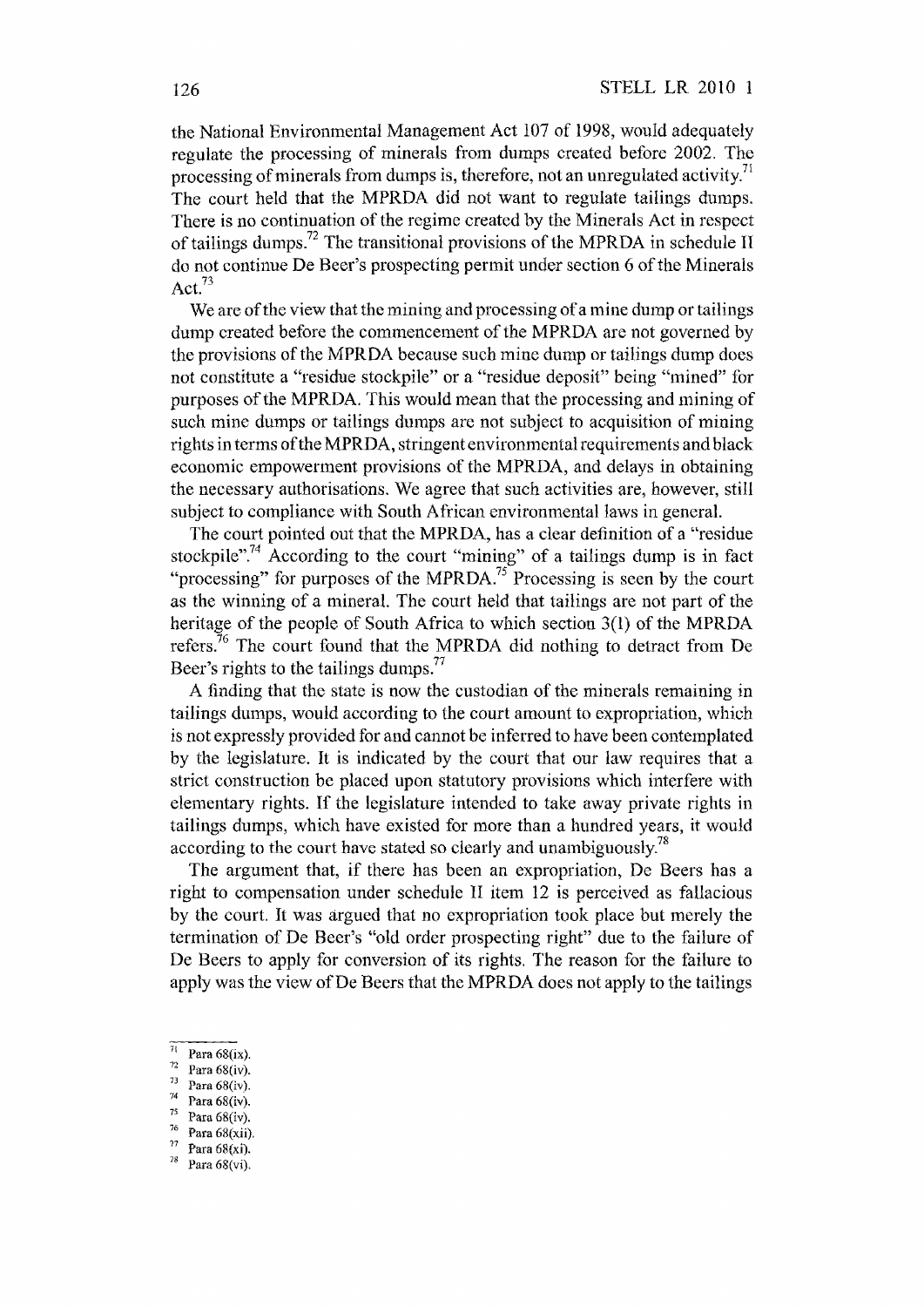the National Environmental Management Act 107 of 1998, would adequately regulate the processing of minerals from dumps created before 2002. The processing of minerals from dumps is, therefore, not an unregulated activity.[71] The court held that the MPRDA did not want to regulate tailings dumps. There is no continuation of the regime created by the Minerals Act in respect of tailings dumps.[72] The transitional provisions of the MPRDA in schedule II do not continue De Beer's prospecting permit under section 6 of the Minerals Act.[73]

We are of the view that the mining and processing of a mine dump or tailings dump created before the commencement of the MPRDA are not governed by the provisions of the MPRDA because such mine dump or tailings dump does not constitute a "residue stockpile" or a "residue deposit" being "mined" for purposes of the MPRDA. This would mean that the processing and mining of such mine dumps or tailings dumps are not subject to acquisition of mining rights in terms of the MPRDA, stringent environmental requirements and black economic empowerment provisions of the MPRDA, and delays in obtaining the necessary authorisations. We agree that such activities are, however, still subject to compliance with South African environmental laws in general.

The court pointed out that the MPRDA, has a clear definition of a "residue stockpile".[74] According to the court "mining" of a tailings dump is in fact "processing" for purposes of the MPRDA.[75] Processing is seen by the court as the winning of a mineral. The court held that tailings are not part of the heritage of the people of South Africa to which section 3(1) of the MPRDA refers.[76] The court found that the MPRDA did nothing to detract from De Beer's rights to the tailings dumps.[77]

A finding that the state is now the custodian of the minerals remaining in tailings dumps, would according to the court amount to expropriation, which is not expressly provided for and cannot be inferred to have been contemplated by the legislature. It is indicated by the court that our law requires that a strict construction be placed upon statutory provisions which interfere with elementary rights. If the legislature intended to take away private rights in tailings dumps, which have existed for more than a hundred years, it would according to the court have stated so clearly and unambiguously.[78]

The argument that, if there has been an expropriation, De Beers has a right to compensation under schedule II item 12 is perceived as fallacious by the court. It was argued that no expropriation took place but merely the termination of De Beer's "old order prospecting right" due to the failure of De Beers to apply for conversion of its rights. The reason for the failure to apply was the view of De Beers that the MPRDA does not apply to the tailings

[71] Para 68(ix).
[72] Para 68(iv).
[73] Para 68(iv).
[74] Para 68(iv).
[75] Para 68(iv).
[76] Para 68(xii).
[77] Para 68(xi).
[78] Para 68(vi).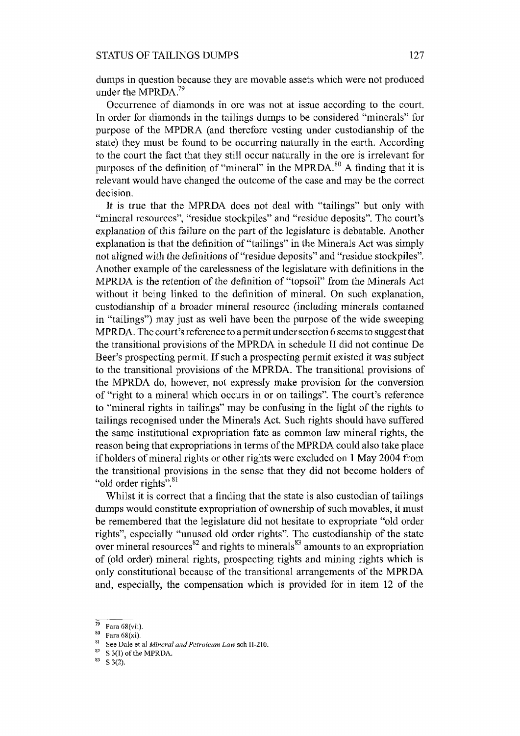dumps in question because they are movable assets which were not produced under the MPRDA.[79]

Occurrence of diamonds in ore was not at issue according to the court. In order for diamonds in the tailings dumps to be considered "minerals" for purpose of the MPDRA (and therefore vesting under custodianship of the state) they must be found to be occurring naturally in the earth. According to the court the fact that they still occur naturally in the ore is irrelevant for purposes of the definition of "mineral" in the MPRDA.[80] A finding that it is relevant would have changed the outcome of the case and may be the correct decision.

It is true that the MPRDA does not deal with "tailings" but only with "mineral resources", "residue stockpiles" and "residue deposits". The court's explanation of this failure on the part of the legislature is debatable. Another explanation is that the definition of "tailings" in the Minerals Act was simply not aligned with the definitions of "residue deposits" and "residue stockpiles". Another example of the carelessness of the legislature with definitions in the MPRDA is the retention of the definition of "topsoil" from the Minerals Act without it being linked to the definition of mineral. On such explanation, custodianship of a broader mineral resource (including minerals contained in "tailings") may just as well have been the purpose of the wide sweeping MPRDA. The court's reference to a permit under section 6 seems to suggest that the transitional provisions of the MPRDA in schedule II did not continue De Beer's prospecting permit. If such a prospecting permit existed it was subject to the transitional provisions of the MPRDA. The transitional provisions of the MPRDA do, however, not expressly make provision for the conversion of "right to a mineral which occurs in or on tailings". The court's reference to "mineral rights in tailings" may be confusing in the light of the rights to tailings recognised under the Minerals Act. Such rights should have suffered the same institutional expropriation fate as common law mineral rights, the reason being that expropriations in terms of the MPRDA could also take place if holders of mineral rights or other rights were excluded on 1 May 2004 from the transitional provisions in the sense that they did not become holders of "old order rights".[81]

Whilst it is correct that a finding that the state is also custodian of tailings dumps would constitute expropriation of ownership of such movables, it must be remembered that the legislature did not hesitate to expropriate "old order rights", especially "unused old order rights". The custodianship of the state over mineral resources[82] and rights to minerals[83] amounts to an expropriation of (old order) mineral rights, prospecting rights and mining rights which is only constitutional because of the transitional arrangements of the MPRDA and, especially, the compensation which is provided for in item 12 of the

[79] Para 68(vii).

[80] Para 68(xi).

[81] See Dale et al *Mineral and Petroleum Law* sch II-210.

[82] S 3(1) of the MPRDA.

[83] S 3(2).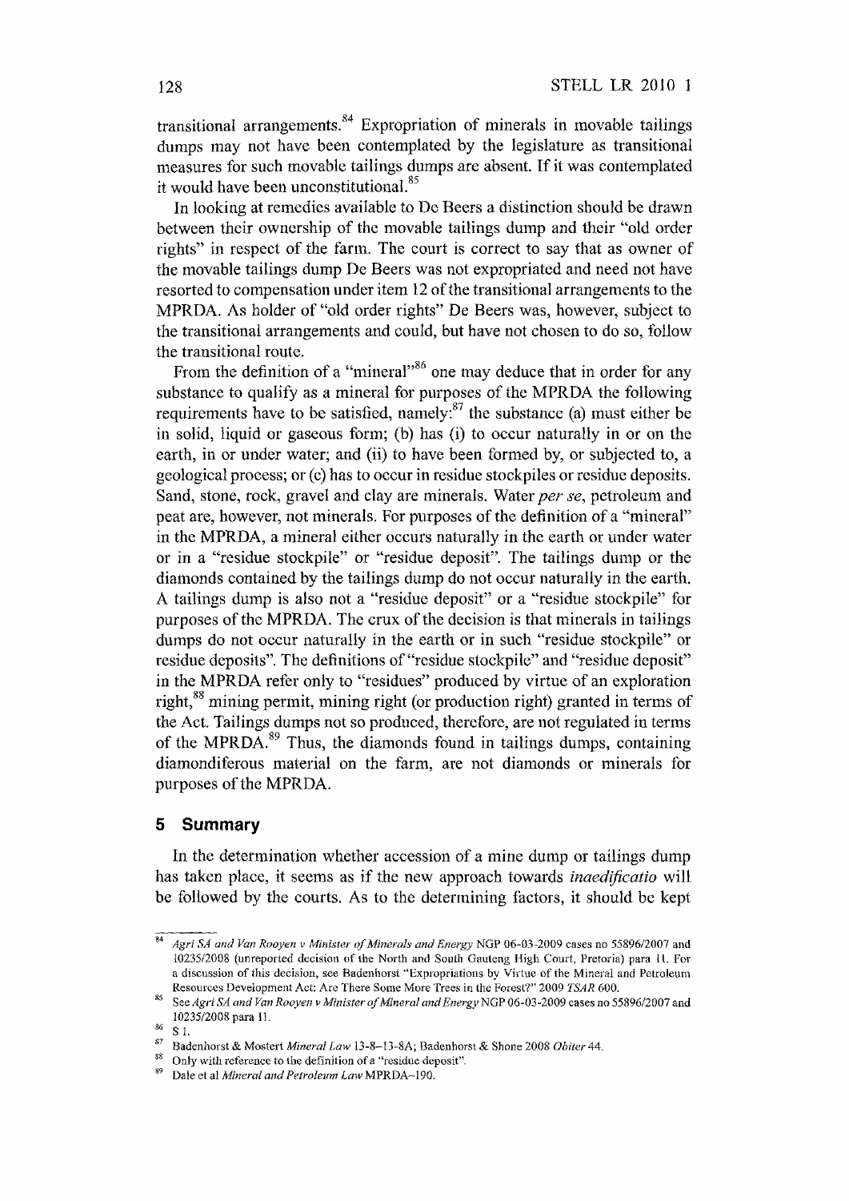transitional arrangements.[84] Expropriation of minerals in movable tailings dumps may not have been contemplated by the legislature as transitional measures for such movable tailings dumps are absent. If it was contemplated it would have been unconstitutional.[85]

In looking at remedies available to De Beers a distinction should be drawn between their ownership of the movable tailings dump and their "old order rights" in respect of the farm. The court is correct to say that as owner of the movable tailings dump De Beers was not expropriated and need not have resorted to compensation under item 12 of the transitional arrangements to the MPRDA. As holder of "old order rights" De Beers was, however, subject to the transitional arrangements and could, but have not chosen to do so, follow the transitional route.

From the definition of a "mineral"[86] one may deduce that in order for any substance to qualify as a mineral for purposes of the MPRDA the following requirements have to be satisfied, namely:[87] the substance (a) must either be in solid, liquid or gaseous form; (b) has (i) to occur naturally in or on the earth, in or under water; and (ii) to have been formed by, or subjected to, a geological process; or (c) has to occur in residue stockpiles or residue deposits. Sand, stone, rock, gravel and clay are minerals. Water *per se*, petroleum and peat are, however, not minerals. For purposes of the definition of a "mineral" in the MPRDA, a mineral either occurs naturally in the earth or under water or in a "residue stockpile" or "residue deposit". The tailings dump or the diamonds contained by the tailings dump do not occur naturally in the earth. A tailings dump is also not a "residue deposit" or a "residue stockpile" for purposes of the MPRDA. The crux of the decision is that minerals in tailings dumps do not occur naturally in the earth or in such "residue stockpile" or residue deposits". The definitions of "residue stockpile" and "residue deposit" in the MPRDA refer only to "residues" produced by virtue of an exploration right,[88] mining permit, mining right (or production right) granted in terms of the Act. Tailings dumps not so produced, therefore, are not regulated in terms of the MPRDA.[89] Thus, the diamonds found in tailings dumps, containing diamondiferous material on the farm, are not diamonds or minerals for purposes of the MPRDA.

## 5 Summary

In the determination whether accession of a mine dump or tailings dump has taken place, it seems as if the new approach towards *inaedificatio* will be followed by the courts. As to the determining factors, it should be kept

---

[84] *Agri SA and Van Rooyen v Minister of Minerals and Energy* NGP 06-03-2009 cases no 55896/2007 and 10235/2008 (unreported decision of the North and South Gauteng High Court, Pretoria) para 11. For a discussion of this decision, see Badenhorst "Expropriations by Virtue of the Mineral and Petroleum Resources Development Act: Are There Some More Trees in the Forest?" 2009 *TSAR* 600.

[85] See *Agri SA and Van Rooyen v Minister of Mineral and Energy* NGP 06-03-2009 cases no 55896/2007 and 10235/2008 para 11.

[86] S 1.

[87] Badenhorst & Mostert *Mineral Law* 13-8–13-8A; Badenhorst & Shone 2008 *Obiter* 44.

[88] Only with reference to the definition of a "residue deposit".

[89] Dale et al *Mineral and Petroleum Law* MPRDA-190.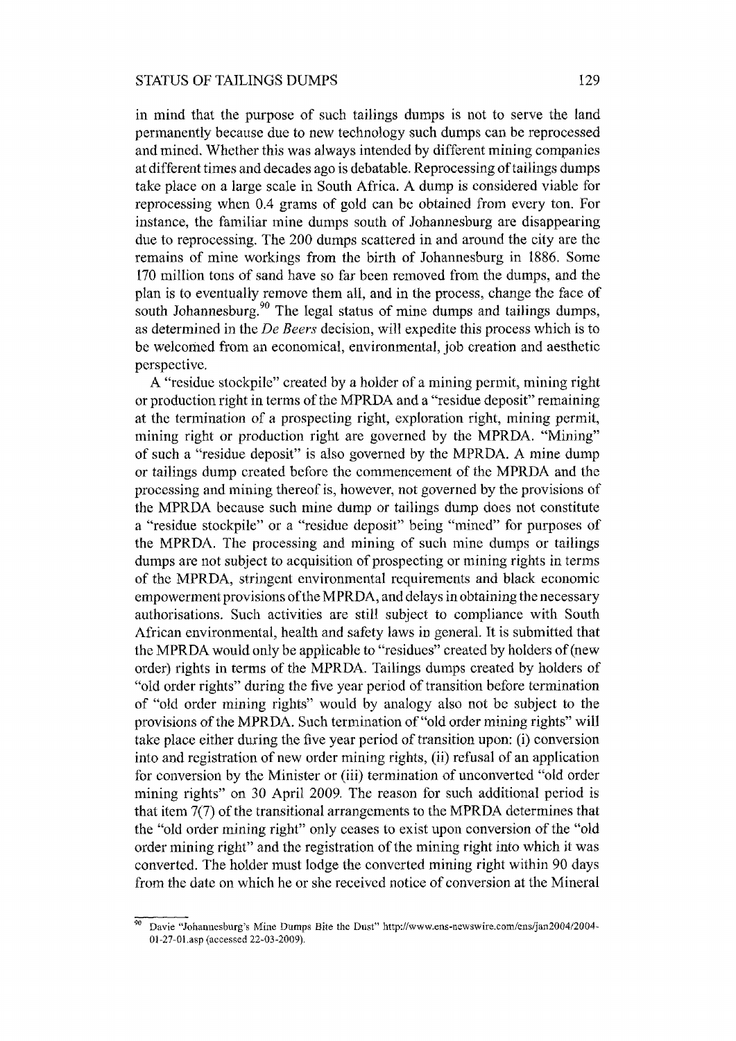in mind that the purpose of such tailings dumps is not to serve the land permanently because due to new technology such dumps can be reprocessed and mined. Whether this was always intended by different mining companies at different times and decades ago is debatable. Reprocessing of tailings dumps take place on a large scale in South Africa. A dump is considered viable for reprocessing when 0.4 grams of gold can be obtained from every ton. For instance, the familiar mine dumps south of Johannesburg are disappearing due to reprocessing. The 200 dumps scattered in and around the city are the remains of mine workings from the birth of Johannesburg in 1886. Some 170 million tons of sand have so far been removed from the dumps, and the plan is to eventually remove them all, and in the process, change the face of south Johannesburg.[90] The legal status of mine dumps and tailings dumps, as determined in the *De Beers* decision, will expedite this process which is to be welcomed from an economical, environmental, job creation and aesthetic perspective.

A "residue stockpile" created by a holder of a mining permit, mining right or production right in terms of the MPRDA and a "residue deposit" remaining at the termination of a prospecting right, exploration right, mining permit, mining right or production right are governed by the MPRDA. "Mining" of such a "residue deposit" is also governed by the MPRDA. A mine dump or tailings dump created before the commencement of the MPRDA and the processing and mining thereof is, however, not governed by the provisions of the MPRDA because such mine dump or tailings dump does not constitute a "residue stockpile" or a "residue deposit" being "mined" for purposes of the MPRDA. The processing and mining of such mine dumps or tailings dumps are not subject to acquisition of prospecting or mining rights in terms of the MPRDA, stringent environmental requirements and black economic empowerment provisions of the MPRDA, and delays in obtaining the necessary authorisations. Such activities are still subject to compliance with South African environmental, health and safety laws in general. It is submitted that the MPRDA would only be applicable to "residues" created by holders of (new order) rights in terms of the MPRDA. Tailings dumps created by holders of "old order rights" during the five year period of transition before termination of "old order mining rights" would by analogy also not be subject to the provisions of the MPRDA. Such termination of "old order mining rights" will take place either during the five year period of transition upon: (i) conversion into and registration of new order mining rights, (ii) refusal of an application for conversion by the Minister or (iii) termination of unconverted "old order mining rights" on 30 April 2009. The reason for such additional period is that item 7(7) of the transitional arrangements to the MPRDA determines that the "old order mining right" only ceases to exist upon conversion of the "old order mining right" and the registration of the mining right into which it was converted. The holder must lodge the converted mining right within 90 days from the date on which he or she received notice of conversion at the Mineral

---

[90] Davie "Johannesburg's Mine Dumps Bite the Dust" http://www.ens-newswire.com/ens/jan2004/2004-01-27-01.asp (accessed 22-03-2009).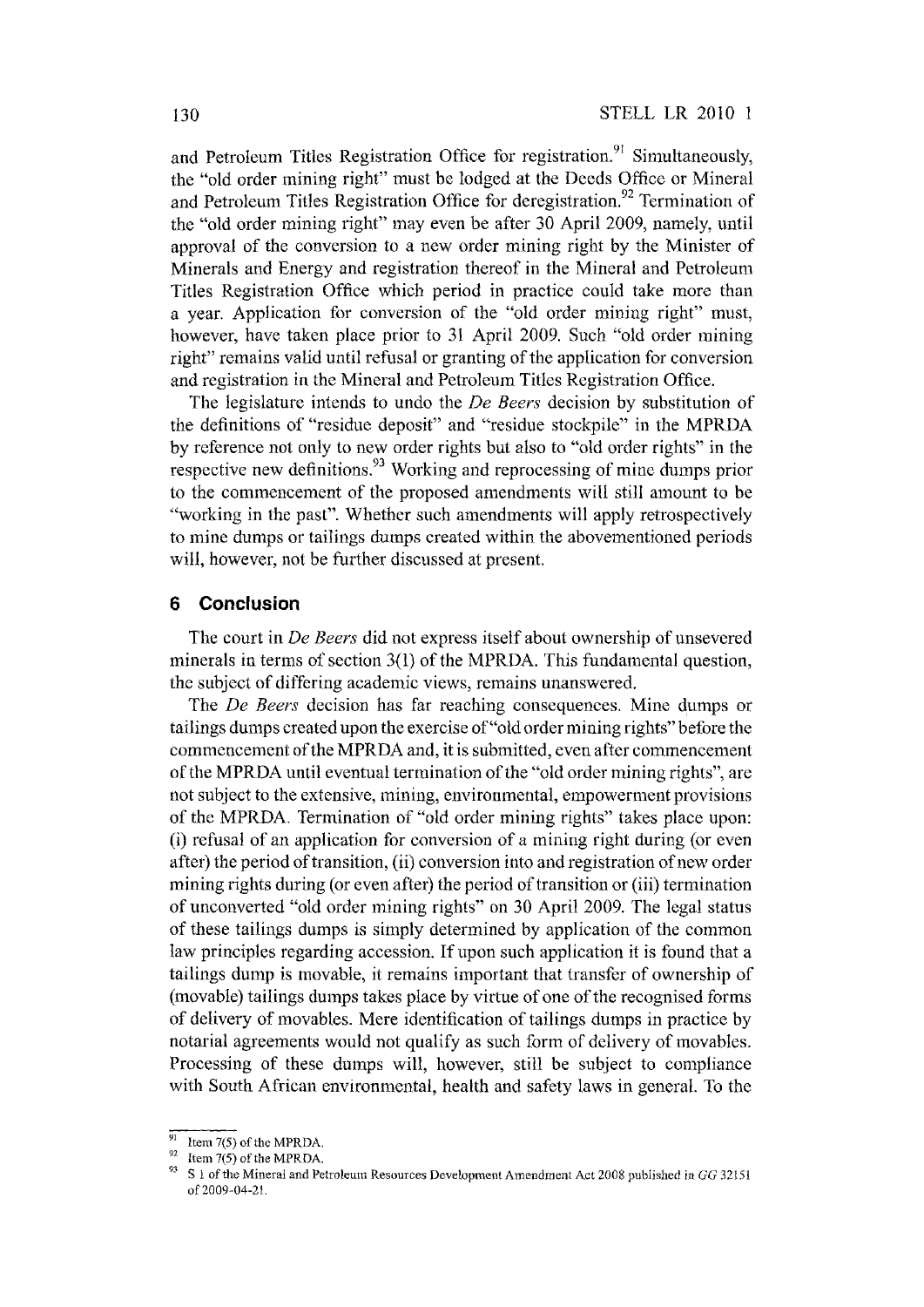and Petroleum Titles Registration Office for registration.[91] Simultaneously, the "old order mining right" must be lodged at the Deeds Office or Mineral and Petroleum Titles Registration Office for deregistration.[92] Termination of the "old order mining right" may even be after 30 April 2009, namely, until approval of the conversion to a new order mining right by the Minister of Minerals and Energy and registration thereof in the Mineral and Petroleum Titles Registration Office which period in practice could take more than a year. Application for conversion of the "old order mining right" must, however, have taken place prior to 31 April 2009. Such "old order mining right" remains valid until refusal or granting of the application for conversion and registration in the Mineral and Petroleum Titles Registration Office.

The legislature intends to undo the *De Beers* decision by substitution of the definitions of "residue deposit" and "residue stockpile" in the MPRDA by reference not only to new order rights but also to "old order rights" in the respective new definitions.[93] Working and reprocessing of mine dumps prior to the commencement of the proposed amendments will still amount to be "working in the past". Whether such amendments will apply retrospectively to mine dumps or tailings dumps created within the abovementioned periods will, however, not be further discussed at present.

## 6 Conclusion

The court in *De Beers* did not express itself about ownership of unsevered minerals in terms of section 3(1) of the MPRDA. This fundamental question, the subject of differing academic views, remains unanswered.

The *De Beers* decision has far reaching consequences. Mine dumps or tailings dumps created upon the exercise of "old order mining rights" before the commencement of the MPRDA and, it is submitted, even after commencement of the MPRDA until eventual termination of the "old order mining rights", are not subject to the extensive, mining, environmental, empowerment provisions of the MPRDA. Termination of "old order mining rights" takes place upon: (i) refusal of an application for conversion of a mining right during (or even after) the period of transition, (ii) conversion into and registration of new order mining rights during (or even after) the period of transition or (iii) termination of unconverted "old order mining rights" on 30 April 2009. The legal status of these tailings dumps is simply determined by application of the common law principles regarding accession. If upon such application it is found that a tailings dump is movable, it remains important that transfer of ownership of (movable) tailings dumps takes place by virtue of one of the recognised forms of delivery of movables. Mere identification of tailings dumps in practice by notarial agreements would not qualify as such form of delivery of movables. Processing of these dumps will, however, still be subject to compliance with South African environmental, health and safety laws in general. To the

---

[91] Item 7(5) of the MPRDA.

[92] Item 7(5) of the MPRDA.

[93] S 1 of the Mineral and Petroleum Resources Development Amendment Act 2008 published in *GG* 32151 of 2009-04-21.